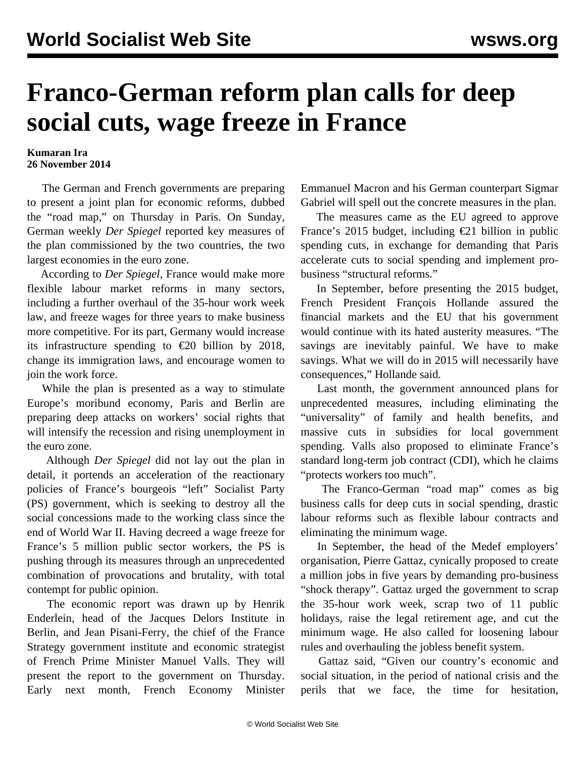# Franco-German reform plan calls for deep social cuts, wage freeze in France

**Kumaran Ira**
**26 November 2014**

The German and French governments are preparing to present a joint plan for economic reforms, dubbed the "road map," on Thursday in Paris. On Sunday, German weekly *Der Spiegel* reported key measures of the plan commissioned by the two countries, the two largest economies in the euro zone.

According to *Der Spiegel*, France would make more flexible labour market reforms in many sectors, including a further overhaul of the 35-hour work week law, and freeze wages for three years to make business more competitive. For its part, Germany would increase its infrastructure spending to €20 billion by 2018, change its immigration laws, and encourage women to join the work force.

While the plan is presented as a way to stimulate Europe's moribund economy, Paris and Berlin are preparing deep attacks on workers' social rights that will intensify the recession and rising unemployment in the euro zone.

Although *Der Spiegel* did not lay out the plan in detail, it portends an acceleration of the reactionary policies of France's bourgeois "left" Socialist Party (PS) government, which is seeking to destroy all the social concessions made to the working class since the end of World War II. Having decreed a wage freeze for France's 5 million public sector workers, the PS is pushing through its measures through an unprecedented combination of provocations and brutality, with total contempt for public opinion.

The economic report was drawn up by Henrik Enderlein, head of the Jacques Delors Institute in Berlin, and Jean Pisani-Ferry, the chief of the France Strategy government institute and economic strategist of French Prime Minister Manuel Valls. They will present the report to the government on Thursday. Early next month, French Economy Minister Emmanuel Macron and his German counterpart Sigmar Gabriel will spell out the concrete measures in the plan.

The measures came as the EU agreed to approve France's 2015 budget, including €21 billion in public spending cuts, in exchange for demanding that Paris accelerate cuts to social spending and implement pro-business "structural reforms."

In September, before presenting the 2015 budget, French President François Hollande assured the financial markets and the EU that his government would continue with its hated austerity measures. "The savings are inevitably painful. We have to make savings. What we will do in 2015 will necessarily have consequences," Hollande said.

Last month, the government announced plans for unprecedented measures, including eliminating the "universality" of family and health benefits, and massive cuts in subsidies for local government spending. Valls also proposed to eliminate France's standard long-term job contract (CDI), which he claims "protects workers too much".

The Franco-German "road map" comes as big business calls for deep cuts in social spending, drastic labour reforms such as flexible labour contracts and eliminating the minimum wage.

In September, the head of the Medef employers' organisation, Pierre Gattaz, cynically proposed to create a million jobs in five years by demanding pro-business "shock therapy". Gattaz urged the government to scrap the 35-hour work week, scrap two of 11 public holidays, raise the legal retirement age, and cut the minimum wage. He also called for loosening labour rules and overhauling the jobless benefit system.

Gattaz said, "Given our country's economic and social situation, in the period of national crisis and the perils that we face, the time for hesitation,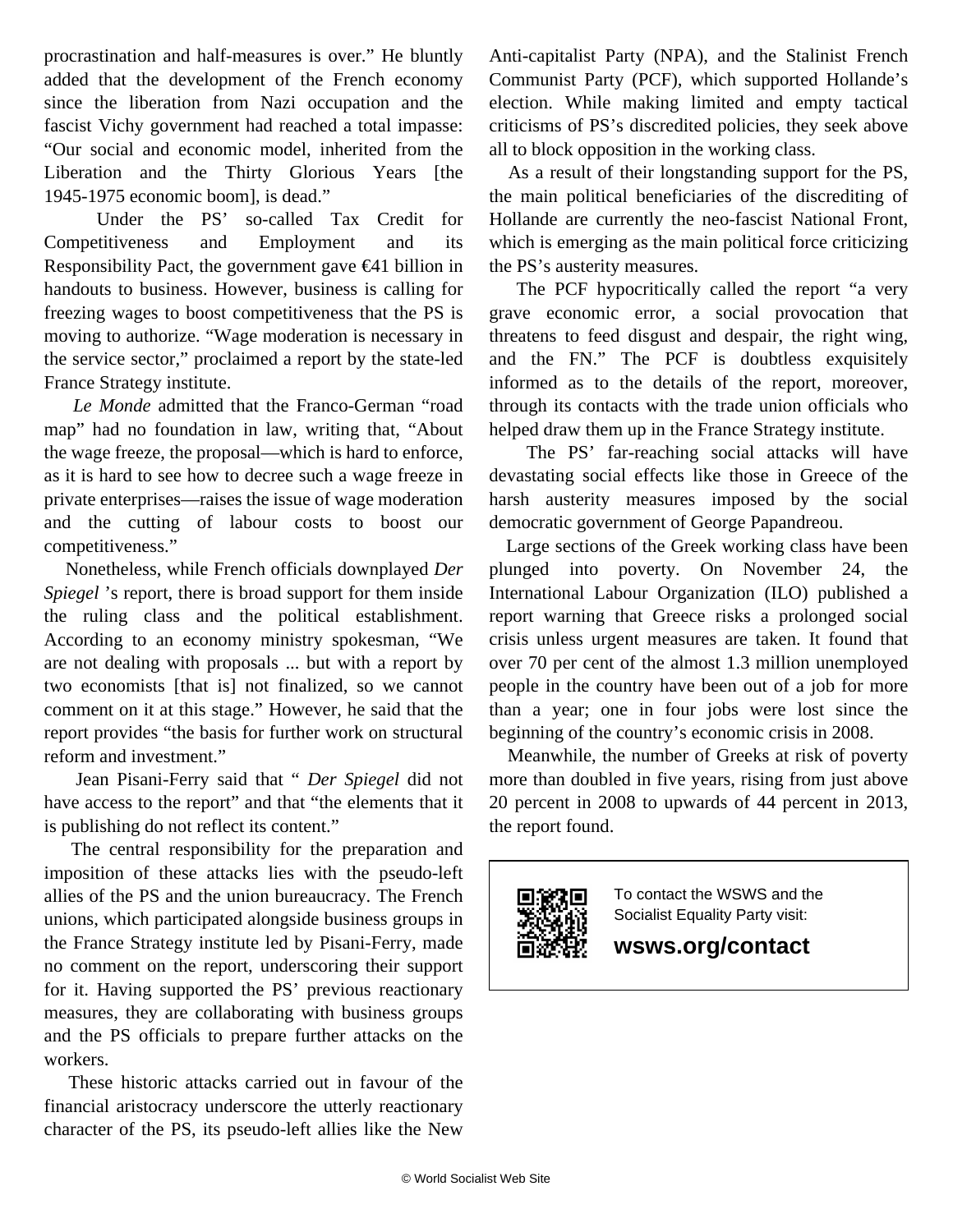procrastination and half-measures is over." He bluntly added that the development of the French economy since the liberation from Nazi occupation and the fascist Vichy government had reached a total impasse: "Our social and economic model, inherited from the Liberation and the Thirty Glorious Years [the 1945-1975 economic boom], is dead."

Under the PS' so-called Tax Credit for Competitiveness and Employment and its Responsibility Pact, the government gave €41 billion in handouts to business. However, business is calling for freezing wages to boost competitiveness that the PS is moving to authorize. "Wage moderation is necessary in the service sector," proclaimed a report by the state-led France Strategy institute.

*Le Monde* admitted that the Franco-German "road map" had no foundation in law, writing that, "About the wage freeze, the proposal—which is hard to enforce, as it is hard to see how to decree such a wage freeze in private enterprises—raises the issue of wage moderation and the cutting of labour costs to boost our competitiveness."

Nonetheless, while French officials downplayed *Der Spiegel* 's report, there is broad support for them inside the ruling class and the political establishment. According to an economy ministry spokesman, "We are not dealing with proposals ... but with a report by two economists [that is] not finalized, so we cannot comment on it at this stage." However, he said that the report provides "the basis for further work on structural reform and investment."

Jean Pisani-Ferry said that " *Der Spiegel* did not have access to the report" and that "the elements that it is publishing do not reflect its content."

The central responsibility for the preparation and imposition of these attacks lies with the pseudo-left allies of the PS and the union bureaucracy. The French unions, which participated alongside business groups in the France Strategy institute led by Pisani-Ferry, made no comment on the report, underscoring their support for it. Having supported the PS' previous reactionary measures, they are collaborating with business groups and the PS officials to prepare further attacks on the workers.

These historic attacks carried out in favour of the financial aristocracy underscore the utterly reactionary character of the PS, its pseudo-left allies like the New Anti-capitalist Party (NPA), and the Stalinist French Communist Party (PCF), which supported Hollande's election. While making limited and empty tactical criticisms of PS's discredited policies, they seek above all to block opposition in the working class.

As a result of their longstanding support for the PS, the main political beneficiaries of the discrediting of Hollande are currently the neo-fascist National Front, which is emerging as the main political force criticizing the PS's austerity measures.

The PCF hypocritically called the report "a very grave economic error, a social provocation that threatens to feed disgust and despair, the right wing, and the FN." The PCF is doubtless exquisitely informed as to the details of the report, moreover, through its contacts with the trade union officials who helped draw them up in the France Strategy institute.

The PS' far-reaching social attacks will have devastating social effects like those in Greece of the harsh austerity measures imposed by the social democratic government of George Papandreou.

Large sections of the Greek working class have been plunged into poverty. On November 24, the International Labour Organization (ILO) published a report warning that Greece risks a prolonged social crisis unless urgent measures are taken. It found that over 70 per cent of the almost 1.3 million unemployed people in the country have been out of a job for more than a year; one in four jobs were lost since the beginning of the country's economic crisis in 2008.

Meanwhile, the number of Greeks at risk of poverty more than doubled in five years, rising from just above 20 percent in 2008 to upwards of 44 percent in 2013, the report found.

To contact the WSWS and the Socialist Equality Party visit:

**wsws.org/contact**